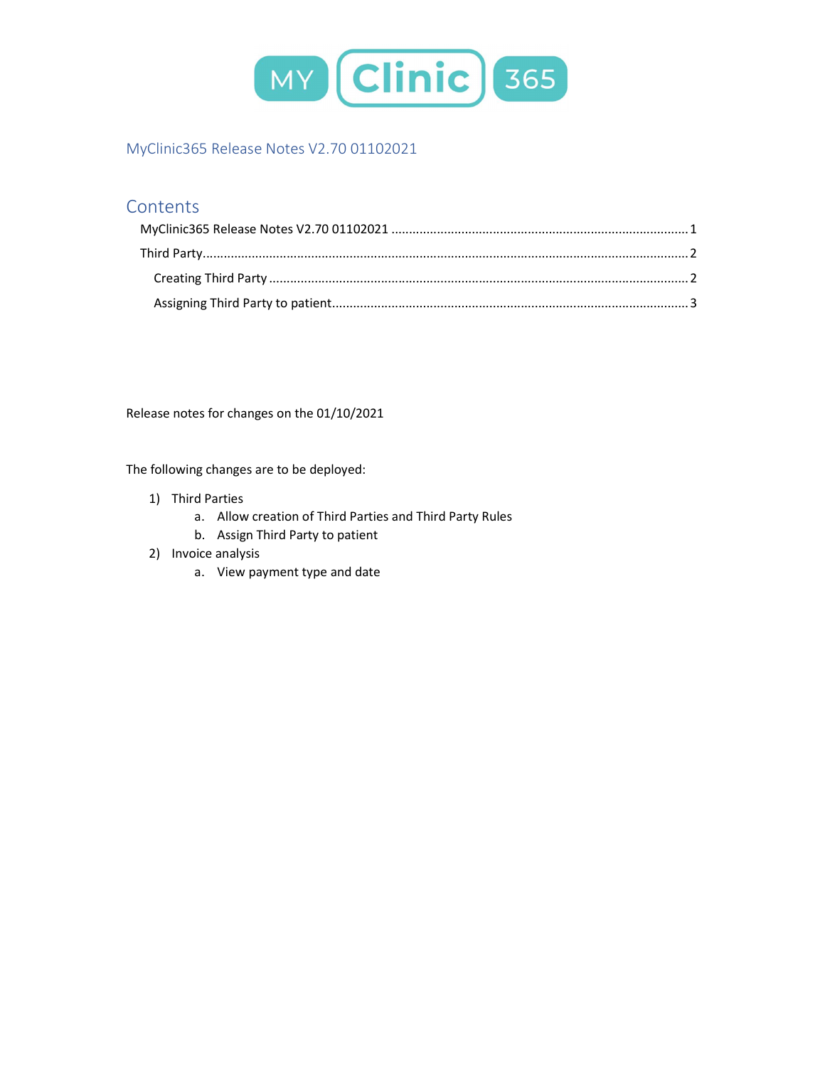MY Clinic 365

## MyClinic365 Release Notes V2.70 01102021

## Contents

MyClinic365 Release Notes V2.70 01102021 .......... 1

Third Party .......... 2

Creating Third Party .......... 2

Assigning Third Party to patient .......... 3

Release notes for changes on the 01/10/2021

The following changes are to be deployed:

1) Third Parties
   a. Allow creation of Third Parties and Third Party Rules
   b. Assign Third Party to patient
2) Invoice analysis
   a. View payment type and date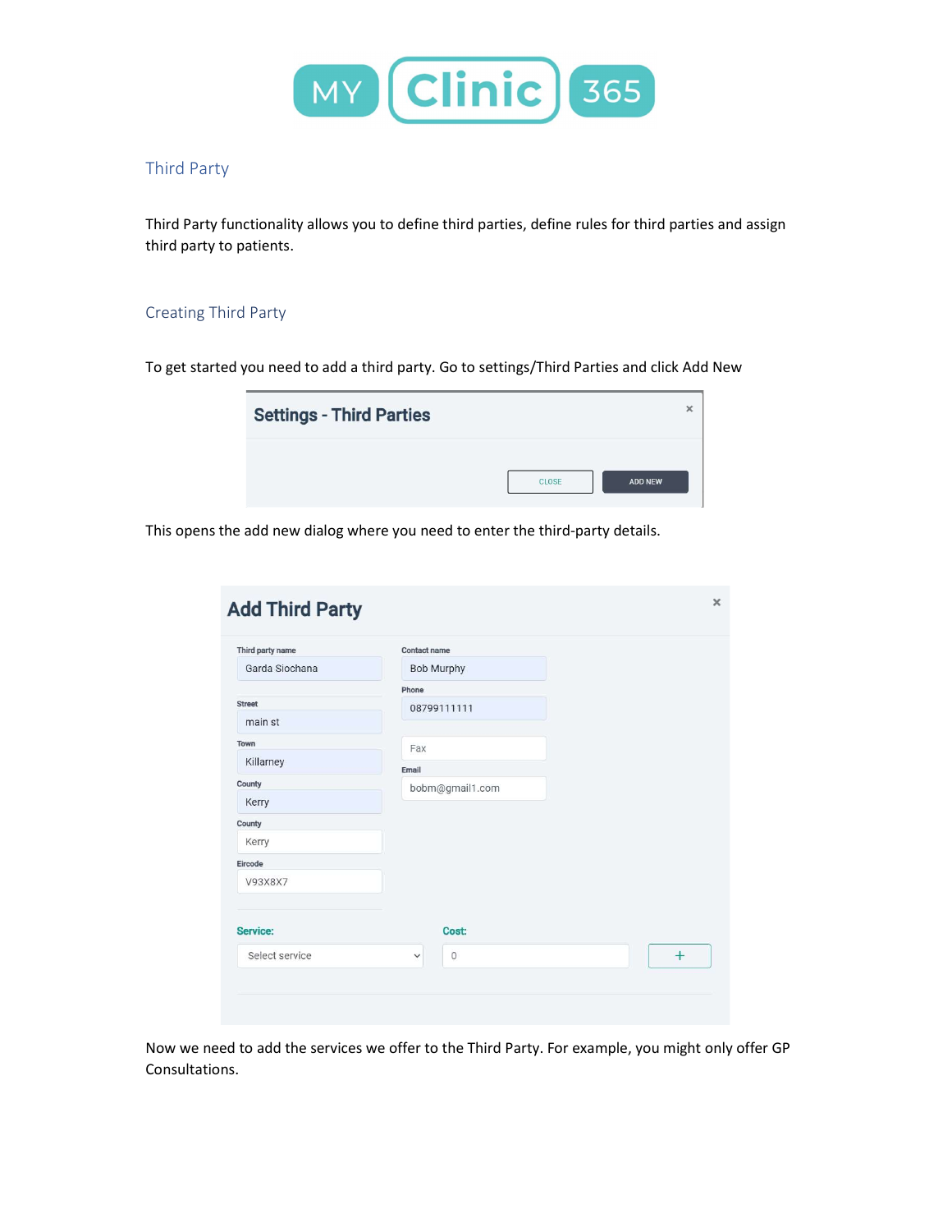## Third Party

Third Party functionality allows you to define third parties, define rules for third parties and assign third party to patients.

### Creating Third Party

To get started you need to add a third party. Go to settings/Third Parties and click Add New

This opens the add new dialog where you need to enter the third-party details.

Now we need to add the services we offer to the Third Party. For example, you might only offer GP Consultations.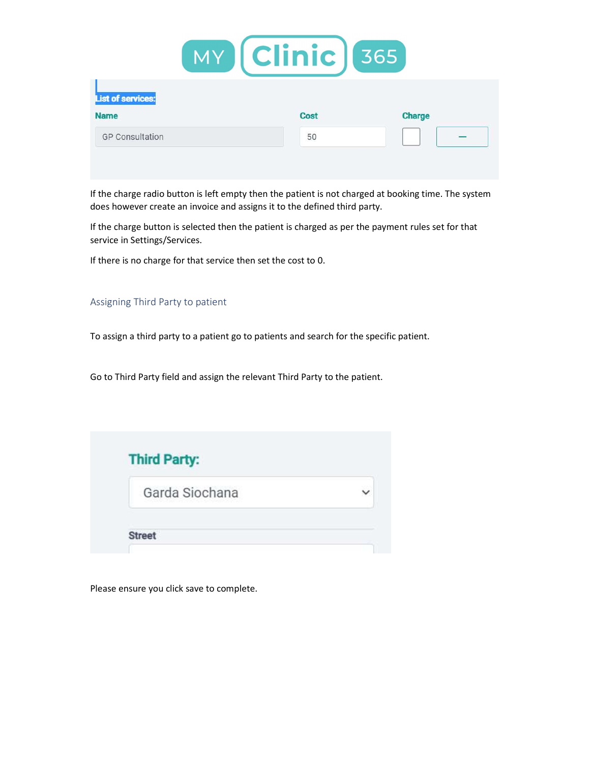**List of services:**

| Name | Cost | Charge | |
|---|---|---|---|
| GP Consultation | 50 | | — |

If the charge radio button is left empty then the patient is not charged at booking time. The system does however create an invoice and assigns it to the defined third party.

If the charge button is selected then the patient is charged as per the payment rules set for that service in Settings/Services.

If there is no charge for that service then set the cost to 0.

## Assigning Third Party to patient

To assign a third party to a patient go to patients and search for the specific patient.

Go to Third Party field and assign the relevant Third Party to the patient.

**Third Party:**

Garda Siochana

**Street**

Please ensure you click save to complete.